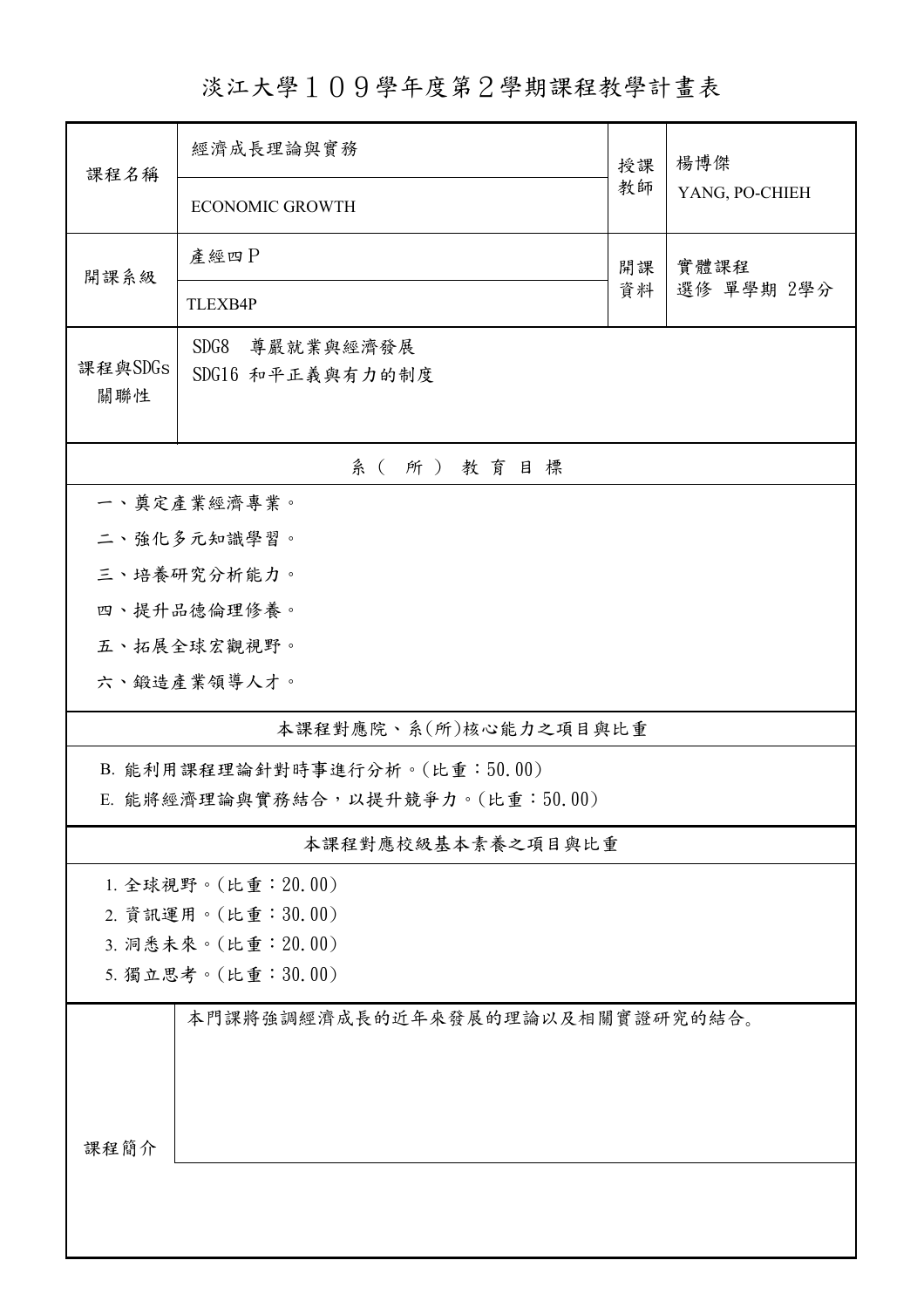# 淡江大學１０９學年度第２學期課程教學計畫表

| 課程名稱 | 經濟成長理論與實務 | 授課教師 | 楊博傑 |
|---|---|---|---|
| | ECONOMIC GROWTH | | YANG, PO-CHIEH |
| 開課系級 | 產經四Ｐ | 開課資料 | 實體課程 |
| | TLEXB4P | | 選修 單學期 2學分 |
| 課程與SDGs關聯性 | SDG8 尊嚴就業與經濟發展<br>SDG16 和平正義與有力的制度 | | |

## 系（所）教育目標

一、奠定產業經濟專業。

二、強化多元知識學習。

三、培養研究分析能力。

四、提升品德倫理修養。

五、拓展全球宏觀視野。

六、鍛造產業領導人才。

## 本課程對應院、系(所)核心能力之項目與比重

B. 能利用課程理論針對時事進行分析。(比重：50.00)

E. 能將經濟理論與實務結合，以提升競爭力。(比重：50.00)

## 本課程對應校級基本素養之項目與比重

1. 全球視野。(比重：20.00)
2. 資訊運用。(比重：30.00)
3. 洞悉未來。(比重：20.00)
5. 獨立思考。(比重：30.00)

| 課程簡介 | 本門課將強調經濟成長的近年來發展的理論以及相關實證研究的結合。 |
|---|---|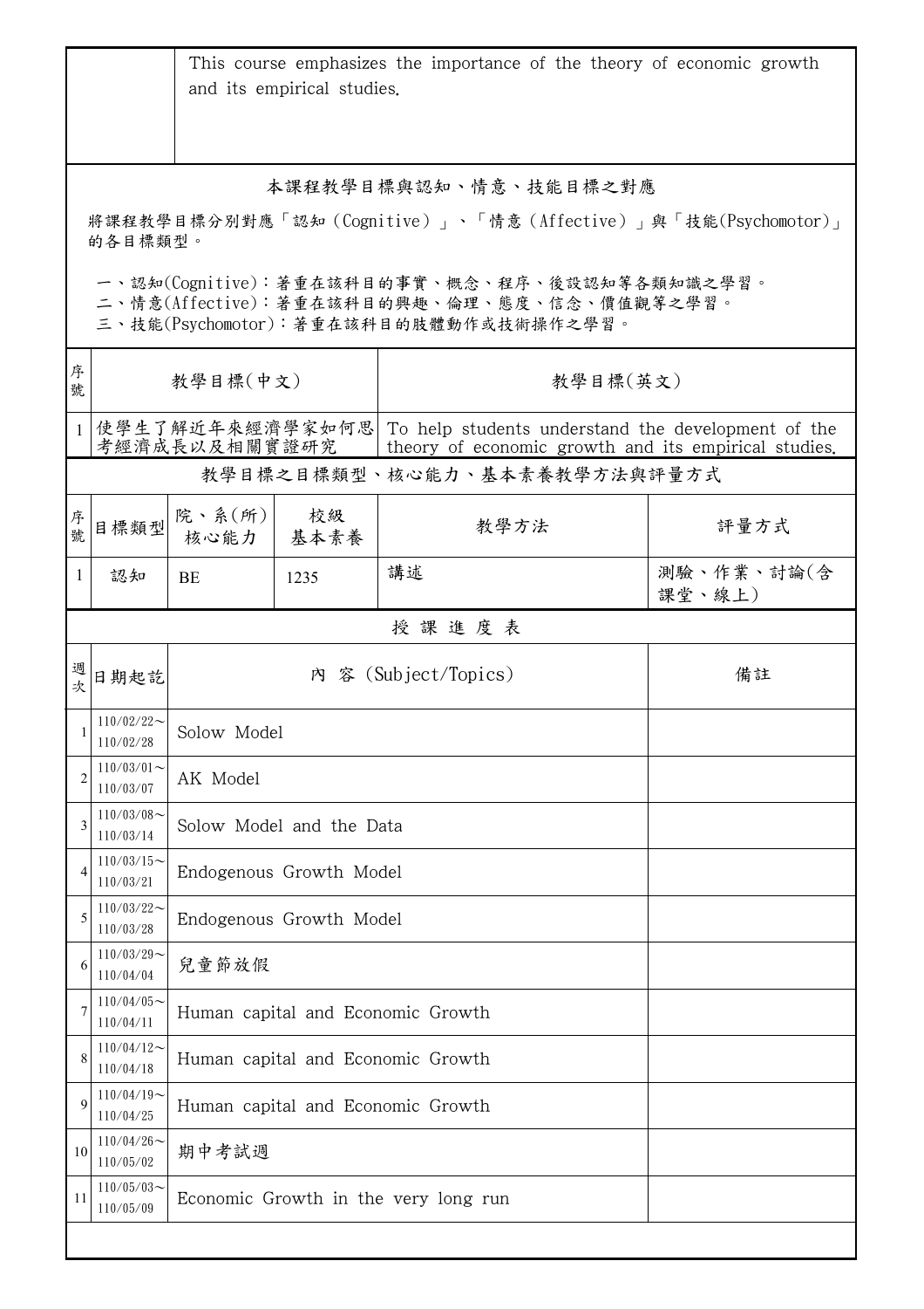| | This course emphasizes the importance of the theory of economic growth and its empirical studies. |
|---|---|

## 本課程教學目標與認知、情意、技能目標之對應

將課程教學目標分別對應「認知（Cognitive）」、「情意（Affective）」與「技能(Psychomotor)」的各目標類型。

一、認知(Cognitive)：著重在該科目的事實、概念、程序、後設認知等各類知識之學習。
二、情意(Affective)：著重在該科目的興趣、倫理、態度、信念、價值觀等之學習。
三、技能(Psychomotor)：著重在該科目的肢體動作或技術操作之學習。

| 序號 | 教學目標(中文) | 教學目標(英文) |
|---|---|---|
| 1 | 使學生了解近年來經濟學家如何思考經濟成長以及相關實證研究 | To help students understand the development of the theory of economic growth and its empirical studies. |

## 教學目標之目標類型、核心能力、基本素養教學方法與評量方式

| 序號 | 目標類型 | 院、系(所)核心能力 | 校級基本素養 | 教學方法 | 評量方式 |
|---|---|---|---|---|---|
| 1 | 認知 | BE | 1235 | 講述 | 測驗、作業、討論(含課堂、線上) |

## 授課進度表

| 週次 | 日期起訖 | 內 容 (Subject/Topics) | 備註 |
|---|---|---|---|
| 1 | 110/02/22～110/02/28 | Solow Model | |
| 2 | 110/03/01～110/03/07 | AK Model | |
| 3 | 110/03/08～110/03/14 | Solow Model and the Data | |
| 4 | 110/03/15～110/03/21 | Endogenous Growth Model | |
| 5 | 110/03/22～110/03/28 | Endogenous Growth Model | |
| 6 | 110/03/29～110/04/04 | 兒童節放假 | |
| 7 | 110/04/05～110/04/11 | Human capital and Economic Growth | |
| 8 | 110/04/12～110/04/18 | Human capital and Economic Growth | |
| 9 | 110/04/19～110/04/25 | Human capital and Economic Growth | |
| 10 | 110/04/26～110/05/02 | 期中考試週 | |
| 11 | 110/05/03～110/05/09 | Economic Growth in the very long run | |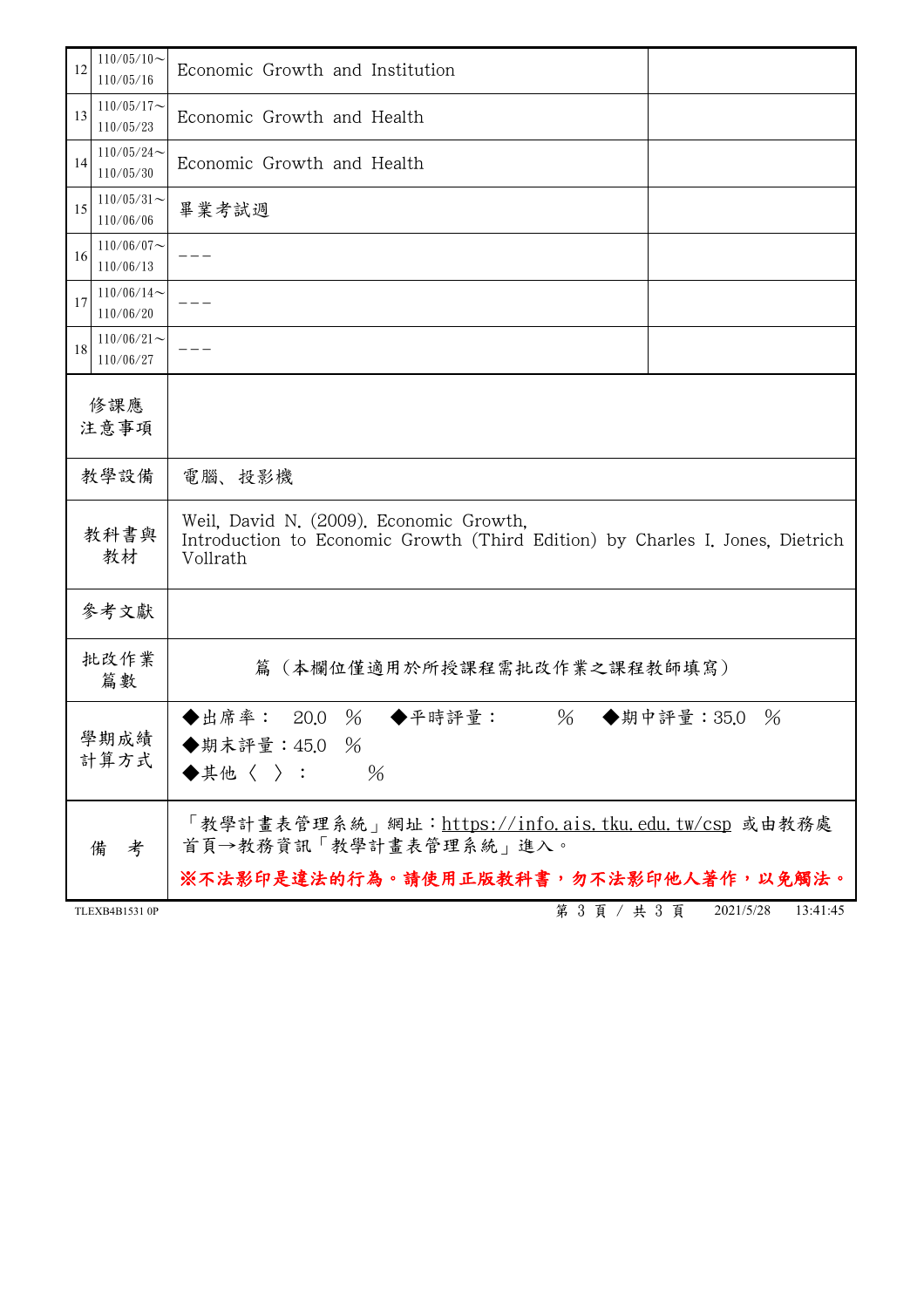| | | | |
|---|---|---|---|
| 12 | 110/05/10～<br>110/05/16 | Economic Growth and Institution | |
| 13 | 110/05/17～<br>110/05/23 | Economic Growth and Health | |
| 14 | 110/05/24～<br>110/05/30 | Economic Growth and Health | |
| 15 | 110/05/31～<br>110/06/06 | 畢業考試週 | |
| 16 | 110/06/07～<br>110/06/13 | --- | |
| 17 | 110/06/14～<br>110/06/20 | --- | |
| 18 | 110/06/21～<br>110/06/27 | --- | |

| | |
|---|---|
| 修課應注意事項 | |
| 教學設備 | 電腦、投影機 |
| 教科書與教材 | Weil, David N. (2009). Economic Growth,<br>Introduction to Economic Growth (Third Edition) by Charles I. Jones, Dietrich Vollrath |
| 參考文獻 | |
| 批改作業篇數 | 篇（本欄位僅適用於所授課程需批改作業之課程教師填寫） |
| 學期成績計算方式 | ◆出席率： 20.0 %　◆平時評量：　　%　◆期中評量：35.0 %<br>◆期末評量：45.0 %<br>◆其他〈 〉：　　% |
| 備　考 | 「教學計畫表管理系統」網址：https://info.ais.tku.edu.tw/csp 或由教務處首頁→教務資訊「教學計畫表管理系統」進入。<br>**※不法影印是違法的行為。請使用正版教科書，勿不法影印他人著作，以免觸法。** |

TLEXB4B1531 0P